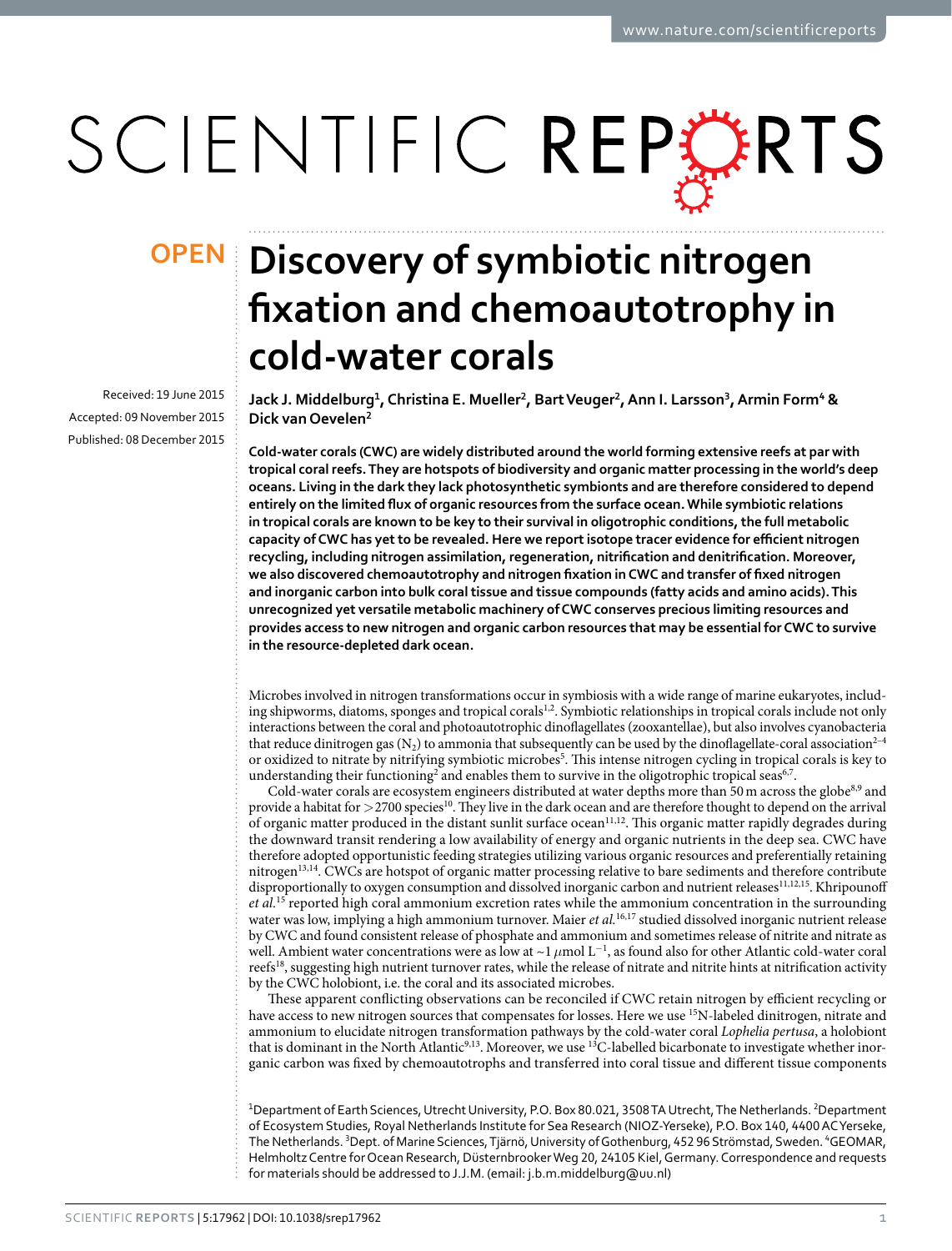OPEN

# Discovery of symbiotic nitrogen fixation and chemoautotrophy in cold-water corals

Received: 19 June 2015
Accepted: 09 November 2015
Published: 08 December 2015

Jack J. Middelburg[1], Christina E. Mueller[2], Bart Veuger[2], Ann I. Larsson[3], Armin Form[4] & Dick van Oevelen[2]

**Cold-water corals (CWC) are widely distributed around the world forming extensive reefs at par with tropical coral reefs. They are hotspots of biodiversity and organic matter processing in the world's deep oceans. Living in the dark they lack photosynthetic symbionts and are therefore considered to depend entirely on the limited flux of organic resources from the surface ocean. While symbiotic relations in tropical corals are known to be key to their survival in oligotrophic conditions, the full metabolic capacity of CWC has yet to be revealed. Here we report isotope tracer evidence for efficient nitrogen recycling, including nitrogen assimilation, regeneration, nitrification and denitrification. Moreover, we also discovered chemoautotrophy and nitrogen fixation in CWC and transfer of fixed nitrogen and inorganic carbon into bulk coral tissue and tissue compounds (fatty acids and amino acids). This unrecognized yet versatile metabolic machinery of CWC conserves precious limiting resources and provides access to new nitrogen and organic carbon resources that may be essential for CWC to survive in the resource-depleted dark ocean.**

Microbes involved in nitrogen transformations occur in symbiosis with a wide range of marine eukaryotes, including shipworms, diatoms, sponges and tropical corals[1,2]. Symbiotic relationships in tropical corals include not only interactions between the coral and photoautotrophic dinoflagellates (zooxantellae), but also involves cyanobacteria that reduce dinitrogen gas ($N_2$) to ammonia that subsequently can be used by the dinoflagellate-coral association[2–4] or oxidized to nitrate by nitrifying symbiotic microbes[5]. This intense nitrogen cycling in tropical corals is key to understanding their functioning[2] and enables them to survive in the oligotrophic tropical seas[6,7].

Cold-water corals are ecosystem engineers distributed at water depths more than 50 m across the globe[8,9] and provide a habitat for >2700 species[10]. They live in the dark ocean and are therefore thought to depend on the arrival of organic matter produced in the distant sunlit surface ocean[11,12]. This organic matter rapidly degrades during the downward transit rendering a low availability of energy and organic nutrients in the deep sea. CWC have therefore adopted opportunistic feeding strategies utilizing various organic resources and preferentially retaining nitrogen[13,14]. CWCs are hotspot of organic matter processing relative to bare sediments and therefore contribute disproportionally to oxygen consumption and dissolved inorganic carbon and nutrient releases[11,12,15]. Khripounoff *et al.*[15] reported high coral ammonium excretion rates while the ammonium concentration in the surrounding water was low, implying a high ammonium turnover. Maier *et al.*[16,17] studied dissolved inorganic nutrient release by CWC and found consistent release of phosphate and ammonium and sometimes release of nitrite and nitrate as well. Ambient water concentrations were as low at ~1 $\mu$mol L$^{-1}$, as found also for other Atlantic cold-water coral reefs[18], suggesting high nutrient turnover rates, while the release of nitrate and nitrite hints at nitrification activity by the CWC holobiont, i.e. the coral and its associated microbes.

These apparent conflicting observations can be reconciled if CWC retain nitrogen by efficient recycling or have access to new nitrogen sources that compensates for losses. Here we use $^{15}$N-labeled dinitrogen, nitrate and ammonium to elucidate nitrogen transformation pathways by the cold-water coral *Lophelia pertusa*, a holobiont that is dominant in the North Atlantic[9,13]. Moreover, we use $^{13}$C-labelled bicarbonate to investigate whether inorganic carbon was fixed by chemoautotrophs and transferred into coral tissue and different tissue components

[1]Department of Earth Sciences, Utrecht University, P.O. Box 80.021, 3508 TA Utrecht, The Netherlands. [2]Department of Ecosystem Studies, Royal Netherlands Institute for Sea Research (NIOZ-Yerseke), P.O. Box 140, 4400 AC Yerseke, The Netherlands. [3]Dept. of Marine Sciences, Tjärnö, University of Gothenburg, 452 96 Strömstad, Sweden. [4]GEOMAR, Helmholtz Centre for Ocean Research, Düsternbrooker Weg 20, 24105 Kiel, Germany. Correspondence and requests for materials should be addressed to J.J.M. (email: j.b.m.middelburg@uu.nl)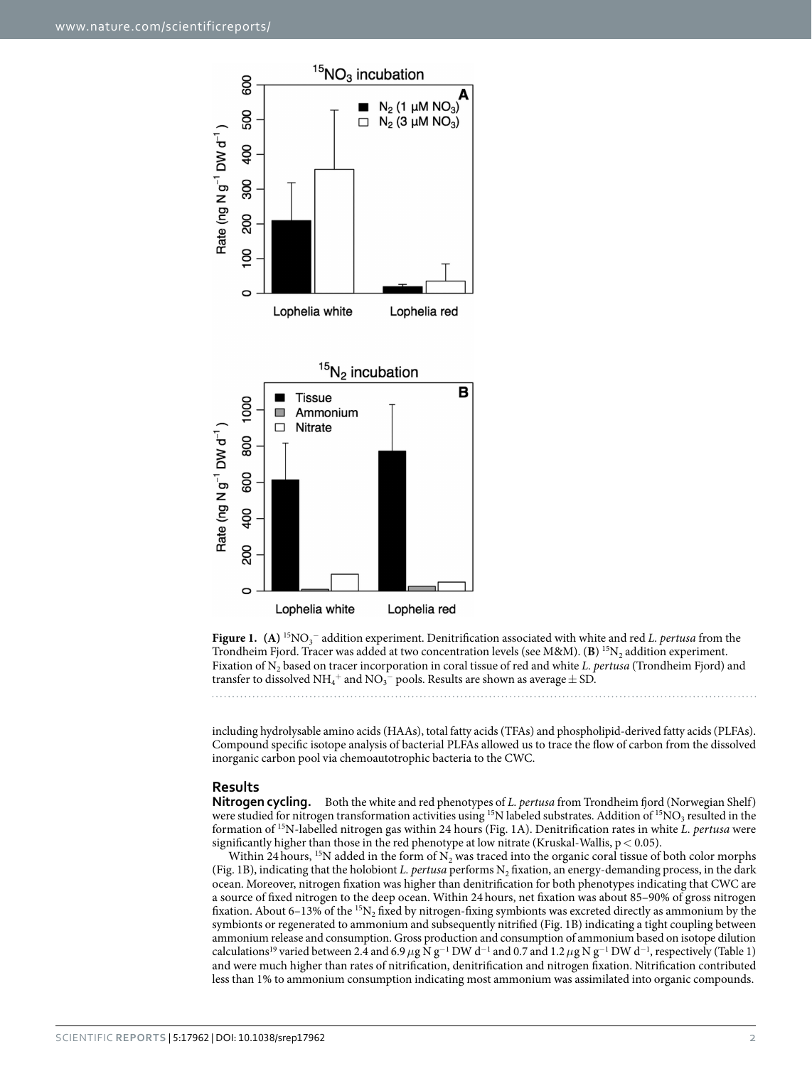**Figure 1.** **(A)** $^{15}NO_3^-$ addition experiment. Denitrification associated with white and red *L. pertusa* from the Trondheim Fjord. Tracer was added at two concentration levels (see M&M). (**B**) $^{15}N_2$ addition experiment. Fixation of $N_2$ based on tracer incorporation in coral tissue of red and white *L. pertusa* (Trondheim Fjord) and transfer to dissolved $NH_4^+$ and $NO_3^-$ pools. Results are shown as average ± SD.

including hydrolysable amino acids (HAAs), total fatty acids (TFAs) and phospholipid-derived fatty acids (PLFAs). Compound specific isotope analysis of bacterial PLFAs allowed us to trace the flow of carbon from the dissolved inorganic carbon pool via chemoautotrophic bacteria to the CWC.

## Results

**Nitrogen cycling.** Both the white and red phenotypes of *L. pertusa* from Trondheim fjord (Norwegian Shelf) were studied for nitrogen transformation activities using $^{15}N$ labeled substrates. Addition of $^{15}NO_3$ resulted in the formation of $^{15}N$-labelled nitrogen gas within 24 hours (Fig. 1A). Denitrification rates in white *L. pertusa* were significantly higher than those in the red phenotype at low nitrate (Kruskal-Wallis, $p < 0.05$).

Within 24 hours, $^{15}N$ added in the form of $N_2$ was traced into the organic coral tissue of both color morphs (Fig. 1B), indicating that the holobiont *L. pertusa* performs $N_2$ fixation, an energy-demanding process, in the dark ocean. Moreover, nitrogen fixation was higher than denitrification for both phenotypes indicating that CWC are a source of fixed nitrogen to the deep ocean. Within 24 hours, net fixation was about 85–90% of gross nitrogen fixation. About 6–13% of the $^{15}N_2$ fixed by nitrogen-fixing symbionts was excreted directly as ammonium by the symbionts or regenerated to ammonium and subsequently nitrified (Fig. 1B) indicating a tight coupling between ammonium release and consumption. Gross production and consumption of ammonium based on isotope dilution calculations[19] varied between 2.4 and 6.9 $\mu g$ N $g^{-1}$ DW $d^{-1}$ and 0.7 and 1.2 $\mu g$ N $g^{-1}$ DW $d^{-1}$, respectively (Table 1) and were much higher than rates of nitrification, denitrification and nitrogen fixation. Nitrification contributed less than 1% to ammonium consumption indicating most ammonium was assimilated into organic compounds.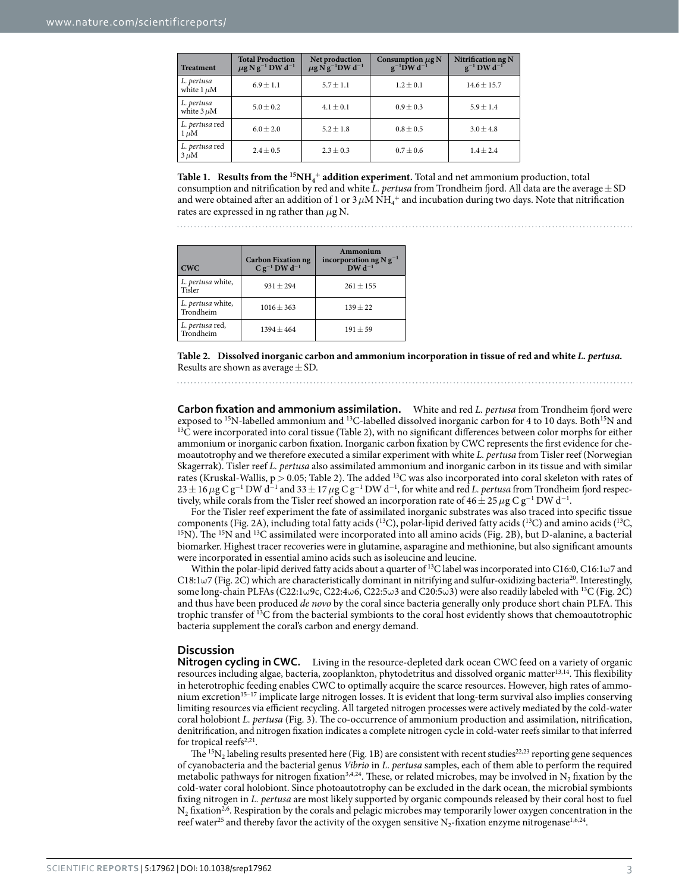| Treatment | Total Production $\mu$g N $g^{-1}$ DW $d^{-1}$ | Net production $\mu$g N $g^{-1}$DW $d^{-1}$ | Consumption $\mu$g N $g^{-1}$DW $d^{-1}$ | Nitrification ng N $g^{-1}$ DW $d^{-1}$ |
|---|---|---|---|---|
| *L. pertusa* white 1 $\mu$M | 6.9 ± 1.1 | 5.7 ± 1.1 | 1.2 ± 0.1 | 14.6 ± 15.7 |
| *L. pertusa* white 3 $\mu$M | 5.0 ± 0.2 | 4.1 ± 0.1 | 0.9 ± 0.3 | 5.9 ± 1.4 |
| *L. pertusa* red 1 $\mu$M | 6.0 ± 2.0 | 5.2 ± 1.8 | 0.8 ± 0.5 | 3.0 ± 4.8 |
| *L. pertusa* red 3 $\mu$M | 2.4 ± 0.5 | 2.3 ± 0.3 | 0.7 ± 0.6 | 1.4 ± 2.4 |

**Table 1. Results from the $^{15}NH_4^+$ addition experiment.** Total and net ammonium production, total consumption and nitrification by red and white *L. pertusa* from Trondheim fjord. All data are the average ± SD and were obtained after an addition of 1 or 3 $\mu$M $NH_4^+$ and incubation during two days. Note that nitrification rates are expressed in ng rather than $\mu$g N.

| CWC | Carbon Fixation ng C $g^{-1}$ DW $d^{-1}$ | Ammonium incorporation ng N $g^{-1}$ DW $d^{-1}$ |
|---|---|---|
| *L. pertusa* white, Tisler | 931 ± 294 | 261 ± 155 |
| *L. pertusa* white, Trondheim | 1016 ± 363 | 139 ± 22 |
| *L. pertusa* red, Trondheim | 1394 ± 464 | 191 ± 59 |

**Table 2. Dissolved inorganic carbon and ammonium incorporation in tissue of red and white *L. pertusa*.** Results are shown as average ± SD.

**Carbon fixation and ammonium assimilation.** White and red *L. pertusa* from Trondheim fjord were exposed to $^{15}$N-labelled ammonium and $^{13}$C-labelled dissolved inorganic carbon for 4 to 10 days. Both $^{15}$N and $^{13}$C were incorporated into coral tissue (Table 2), with no significant differences between color morphs for either ammonium or inorganic carbon fixation. Inorganic carbon fixation by CWC represents the first evidence for chemoautotrophy and we therefore executed a similar experiment with white *L. pertusa* from Tisler reef (Norwegian Skagerrak). Tisler reef *L. pertusa* also assimilated ammonium and inorganic carbon in its tissue and with similar rates (Kruskal-Wallis, $p > 0.05$; Table 2). The added $^{13}$C was also incorporated into coral skeleton with rates of 23 ± 16 $\mu$g C $g^{-1}$ DW $d^{-1}$ and 33 ± 17 $\mu$g C $g^{-1}$ DW $d^{-1}$, for white and red *L. pertusa* from Trondheim fjord respectively, while corals from the Tisler reef showed an incorporation rate of 46 ± 25 $\mu$g C $g^{-1}$ DW $d^{-1}$.

For the Tisler reef experiment the fate of assimilated inorganic substrates was also traced into specific tissue components (Fig. 2A), including total fatty acids ($^{13}$C), polar-lipid derived fatty acids ($^{13}$C) and amino acids ($^{13}$C, $^{15}$N). The $^{15}$N and $^{13}$C assimilated were incorporated into all amino acids (Fig. 2B), but D-alanine, a bacterial biomarker. Highest tracer recoveries were in glutamine, asparagine and methionine, but also significant amounts were incorporated in essential amino acids such as isoleucine and leucine.

Within the polar-lipid derived fatty acids about a quarter of $^{13}$C label was incorporated into C16:0, C16:1ω7 and C18:1ω7 (Fig. 2C) which are characteristically dominant in nitrifying and sulfur-oxidizing bacteria[20]. Interestingly, some long-chain PLFAs (C22:1ω9c, C22:4ω6, C22:5ω3 and C20:5ω3) were also readily labeled with $^{13}$C (Fig. 2C) and thus have been produced *de novo* by the coral since bacteria generally only produce short chain PLFA. This trophic transfer of $^{13}$C from the bacterial symbionts to the coral host evidently shows that chemoautotrophic bacteria supplement the coral's carbon and energy demand.

## Discussion

**Nitrogen cycling in CWC.** Living in the resource-depleted dark ocean CWC feed on a variety of organic resources including algae, bacteria, zooplankton, phytodetritus and dissolved organic matter[13,14]. This flexibility in heterotrophic feeding enables CWC to optimally acquire the scarce resources. However, high rates of ammonium excretion[15–17] implicate large nitrogen losses. It is evident that long-term survival also implies conserving limiting resources via efficient recycling. All targeted nitrogen processes were actively mediated by the cold-water coral holobiont *L. pertusa* (Fig. 3). The co-occurrence of ammonium production and assimilation, nitrification, denitrification, and nitrogen fixation indicates a complete nitrogen cycle in cold-water reefs similar to that inferred for tropical reefs[2,21].

The $^{15}N_2$ labeling results presented here (Fig. 1B) are consistent with recent studies[22,23] reporting gene sequences of cyanobacteria and the bacterial genus *Vibrio* in *L. pertusa* samples, each of them able to perform the required metabolic pathways for nitrogen fixation[3,4,24]. These, or related microbes, may be involved in $N_2$ fixation by the cold-water coral holobiont. Since photoautotrophy can be excluded in the dark ocean, the microbial symbionts fixing nitrogen in *L. pertusa* are most likely supported by organic compounds released by their coral host to fuel $N_2$ fixation[2,6]. Respiration by the corals and pelagic microbes may temporarily lower oxygen concentration in the reef water[25] and thereby favor the activity of the oxygen sensitive $N_2$-fixation enzyme nitrogenase[1,6,24].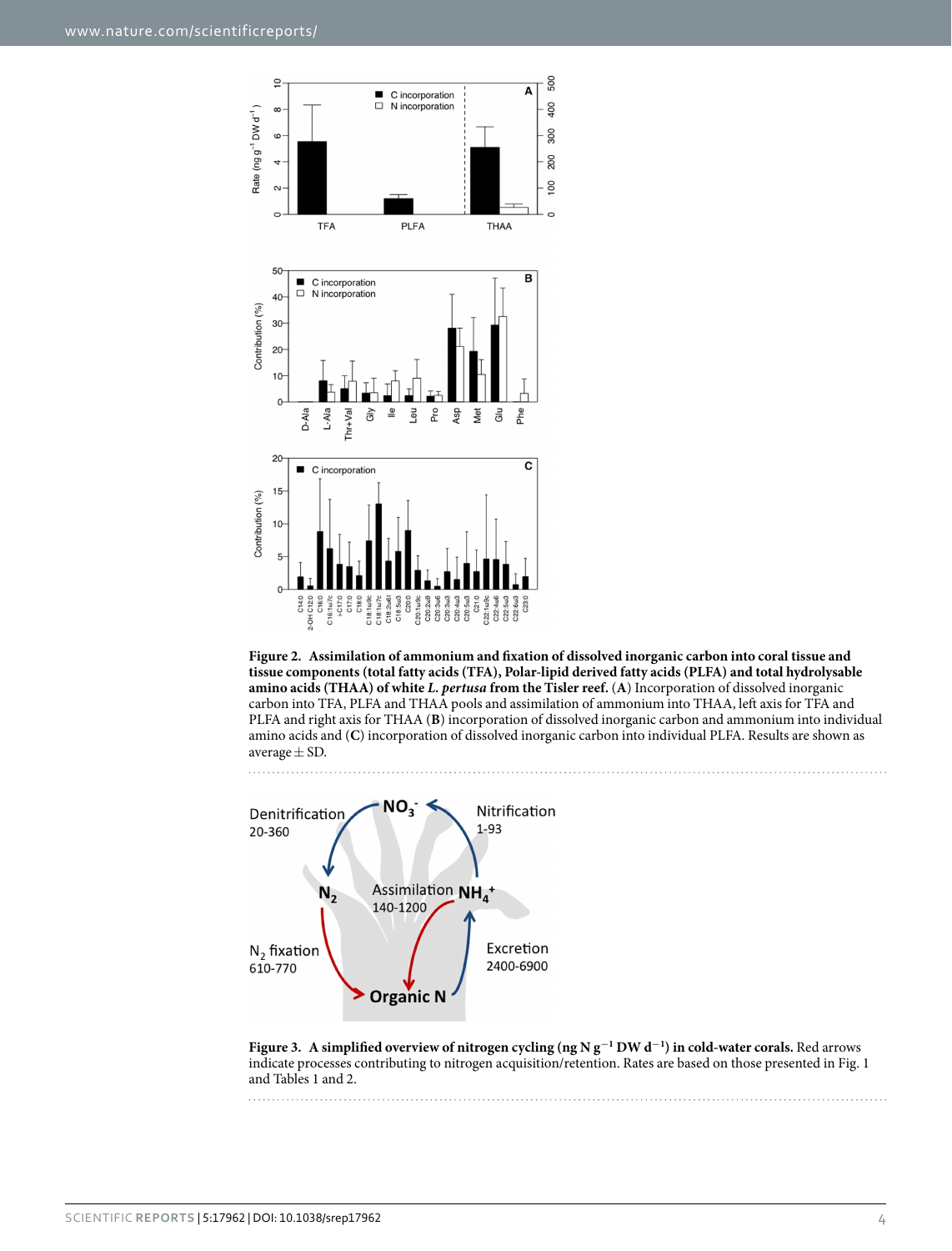**Figure 2. Assimilation of ammonium and fixation of dissolved inorganic carbon into coral tissue and tissue components (total fatty acids (TFA), Polar-lipid derived fatty acids (PLFA) and total hydrolysable amino acids (THAA) of white *L. pertusa* from the Tisler reef.** (**A**) Incorporation of dissolved inorganic carbon into TFA, PLFA and THAA pools and assimilation of ammonium into THAA, left axis for TFA and PLFA and right axis for THAA (**B**) incorporation of dissolved inorganic carbon and ammonium into individual amino acids and (**C**) incorporation of dissolved inorganic carbon into individual PLFA. Results are shown as average ± SD.

**Figure 3. A simplified overview of nitrogen cycling (ng N $g^{-1}$ DW $d^{-1}$) in cold-water corals.** Red arrows indicate processes contributing to nitrogen acquisition/retention. Rates are based on those presented in Fig. 1 and Tables 1 and 2.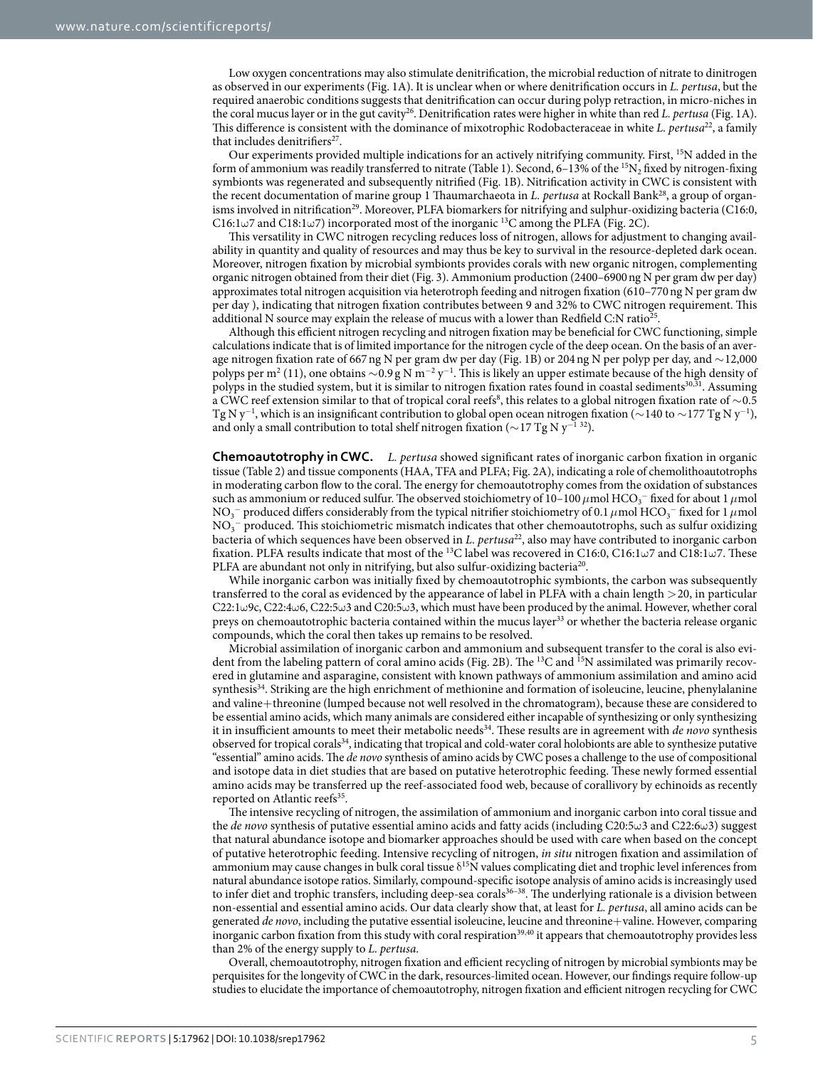Low oxygen concentrations may also stimulate denitrification, the microbial reduction of nitrate to dinitrogen as observed in our experiments (Fig. 1A). It is unclear when or where denitrification occurs in *L. pertusa*, but the required anaerobic conditions suggests that denitrification can occur during polyp retraction, in micro-niches in the coral mucus layer or in the gut cavity[26]. Denitrification rates were higher in white than red *L. pertusa* (Fig. 1A). This difference is consistent with the dominance of mixotrophic Rodobacteraceae in white *L. pertusa*[22], a family that includes denitrifiers[27].

Our experiments provided multiple indications for an actively nitrifying community. First, $^{15}N$ added in the form of ammonium was readily transferred to nitrate (Table 1). Second, 6–13% of the $^{15}N_2$ fixed by nitrogen-fixing symbionts was regenerated and subsequently nitrified (Fig. 1B). Nitrification activity in CWC is consistent with the recent documentation of marine group 1 Thaumarchaeota in *L. pertusa* at Rockall Bank[28], a group of organisms involved in nitrification[29]. Moreover, PLFA biomarkers for nitrifying and sulphur-oxidizing bacteria (C16:0, C16:1ω7 and C18:1ω7) incorporated most of the inorganic $^{13}C$ among the PLFA (Fig. 2C).

This versatility in CWC nitrogen recycling reduces loss of nitrogen, allows for adjustment to changing availability in quantity and quality of resources and may thus be key to survival in the resource-depleted dark ocean. Moreover, nitrogen fixation by microbial symbionts provides corals with new organic nitrogen, complementing organic nitrogen obtained from their diet (Fig. 3). Ammonium production (2400–6900 ng N per gram dw per day) approximates total nitrogen acquisition via heterotroph feeding and nitrogen fixation (610–770 ng N per gram dw per day ), indicating that nitrogen fixation contributes between 9 and 32% to CWC nitrogen requirement. This additional N source may explain the release of mucus with a lower than Redfield C:N ratio[25].

Although this efficient nitrogen recycling and nitrogen fixation may be beneficial for CWC functioning, simple calculations indicate that is of limited importance for the nitrogen cycle of the deep ocean. On the basis of an average nitrogen fixation rate of 667 ng N per gram dw per day (Fig. 1B) or 204 ng N per polyp per day, and ~12,000 polyps per $m^2$ (11), one obtains ~0.9 g N $m^{-2}$ $y^{-1}$. This is likely an upper estimate because of the high density of polyps in the studied system, but it is similar to nitrogen fixation rates found in coastal sediments[30,31]. Assuming a CWC reef extension similar to that of tropical coral reefs[8], this relates to a global nitrogen fixation rate of ~0.5 Tg N $y^{-1}$, which is an insignificant contribution to global open ocean nitrogen fixation (~140 to ~177 Tg N $y^{-1}$), and only a small contribution to total shelf nitrogen fixation (~17 Tg N $y^{-1}$ [32]).

**Chemoautotrophy in CWC.** *L. pertusa* showed significant rates of inorganic carbon fixation in organic tissue (Table 2) and tissue components (HAA, TFA and PLFA; Fig. 2A), indicating a role of chemolithoautotrophs in moderating carbon flow to the coral. The energy for chemoautotrophy comes from the oxidation of substances such as ammonium or reduced sulfur. The observed stoichiometry of 10–100 μmol $HCO_3^-$ fixed for about 1 μmol $NO_3^-$ produced differs considerably from the typical nitrifier stoichiometry of 0.1 μmol $HCO_3^-$ fixed for 1 μmol $NO_3^-$ produced. This stoichiometric mismatch indicates that other chemoautotrophs, such as sulfur oxidizing bacteria of which sequences have been observed in *L. pertusa*[22], also may have contributed to inorganic carbon fixation. PLFA results indicate that most of the $^{13}C$ label was recovered in C16:0, C16:1ω7 and C18:1ω7. These PLFA are abundant not only in nitrifying, but also sulfur-oxidizing bacteria[20].

While inorganic carbon was initially fixed by chemoautotrophic symbionts, the carbon was subsequently transferred to the coral as evidenced by the appearance of label in PLFA with a chain length >20, in particular C22:1ω9c, C22:4ω6, C22:5ω3 and C20:5ω3, which must have been produced by the animal. However, whether coral preys on chemoautotrophic bacteria contained within the mucus layer[33] or whether the bacteria release organic compounds, which the coral then takes up remains to be resolved.

Microbial assimilation of inorganic carbon and ammonium and subsequent transfer to the coral is also evident from the labeling pattern of coral amino acids (Fig. 2B). The $^{13}C$ and $^{15}N$ assimilated was primarily recovered in glutamine and asparagine, consistent with known pathways of ammonium assimilation and amino acid synthesis[34]. Striking are the high enrichment of methionine and formation of isoleucine, leucine, phenylalanine and valine+threonine (lumped because not well resolved in the chromatogram), because these are considered to be essential amino acids, which many animals are considered either incapable of synthesizing or only synthesizing it in insufficient amounts to meet their metabolic needs[34]. These results are in agreement with *de novo* synthesis observed for tropical corals[34], indicating that tropical and cold-water coral holobionts are able to synthesize putative "essential" amino acids. The *de novo* synthesis of amino acids by CWC poses a challenge to the use of compositional and isotope data in diet studies that are based on putative heterotrophic feeding. These newly formed essential amino acids may be transferred up the reef-associated food web, because of corallivory by echinoids as recently reported on Atlantic reefs[35].

The intensive recycling of nitrogen, the assimilation of ammonium and inorganic carbon into coral tissue and the *de novo* synthesis of putative essential amino acids and fatty acids (including C20:5ω3 and C22:6ω3) suggest that natural abundance isotope and biomarker approaches should be used with care when based on the concept of putative heterotrophic feeding. Intensive recycling of nitrogen, *in situ* nitrogen fixation and assimilation of ammonium may cause changes in bulk coral tissue $\delta^{15}N$ values complicating diet and trophic level inferences from natural abundance isotope ratios. Similarly, compound-specific isotope analysis of amino acids is increasingly used to infer diet and trophic transfers, including deep-sea corals[36–38]. The underlying rationale is a division between non-essential and essential amino acids. Our data clearly show that, at least for *L. pertusa*, all amino acids can be generated *de novo*, including the putative essential isoleucine, leucine and threonine+valine. However, comparing inorganic carbon fixation from this study with coral respiration[39,40] it appears that chemoautotrophy provides less than 2% of the energy supply to *L. pertusa*.

Overall, chemoautotrophy, nitrogen fixation and efficient recycling of nitrogen by microbial symbionts may be perquisites for the longevity of CWC in the dark, resources-limited ocean. However, our findings require follow-up studies to elucidate the importance of chemoautotrophy, nitrogen fixation and efficient nitrogen recycling for CWC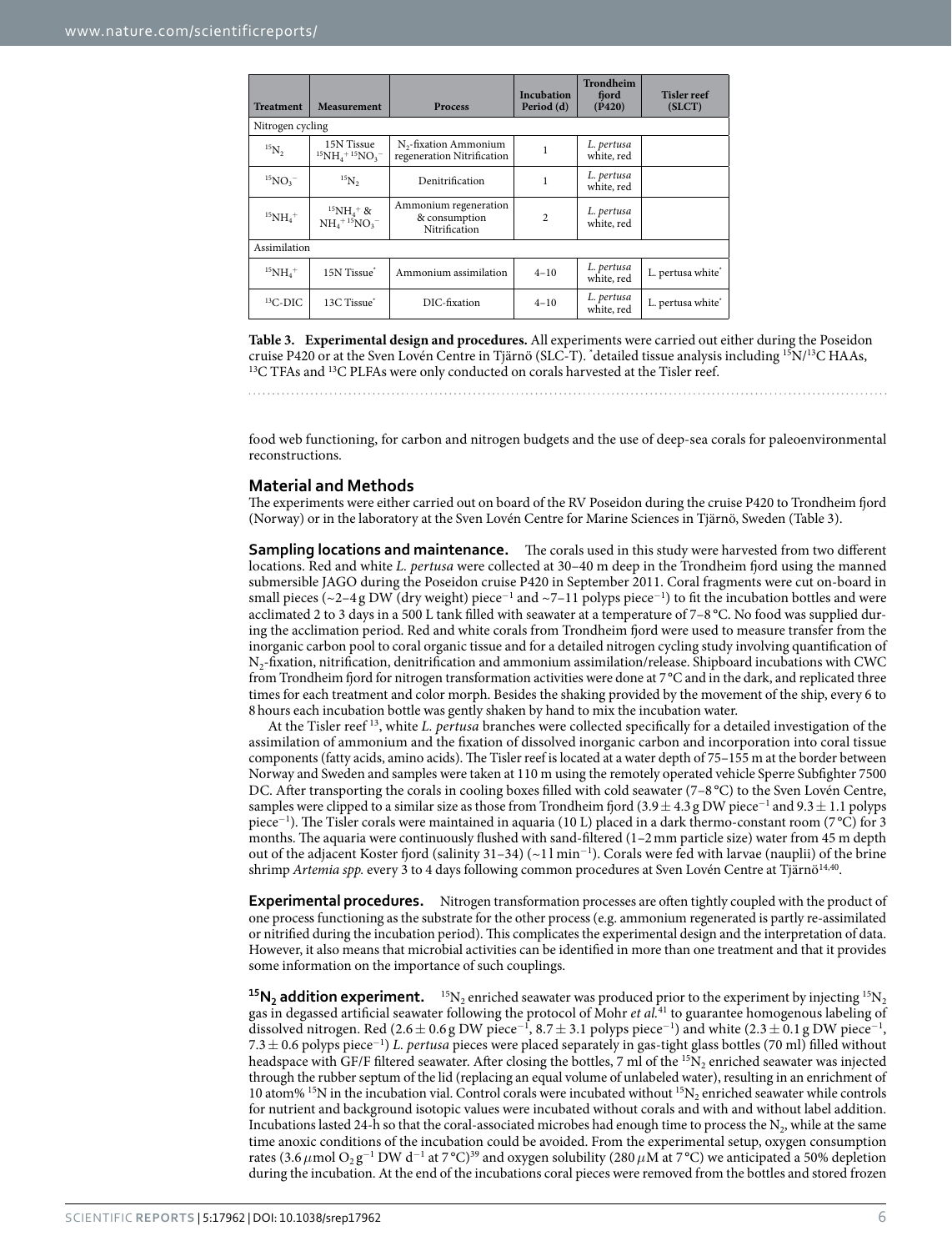| Treatment | Measurement | Process | Incubation Period (d) | Trondheim fjord (P420) | Tisler reef (SLCT) |
|---|---|---|---|---|---|
| Nitrogen cycling | | | | | |
| $^{15}N_2$ | 15N Tissue $^{15}NH_4^+$ $^{15}NO_3^-$ | $N_2$-fixation Ammonium regeneration Nitrification | 1 | *L. pertusa* white, red | |
| $^{15}NO_3^-$ | $^{15}N_2$ | Denitrification | 1 | *L. pertusa* white, red | |
| $^{15}NH_4^+$ | $^{15}NH_4^+$ & $NH_4^+$ $^{15}NO_3^-$ | Ammonium regeneration & consumption Nitrification | 2 | *L. pertusa* white, red | |
| Assimilation | | | | | |
| $^{15}NH_4^+$ | 15N Tissue* | Ammonium assimilation | 4–10 | *L. pertusa* white, red | L. pertusa white* |
| $^{13}$C-DIC | 13C Tissue* | DIC-fixation | 4–10 | *L. pertusa* white, red | L. pertusa white* |

**Table 3. Experimental design and procedures.** All experiments were carried out either during the Poseidon cruise P420 or at the Sven Lovén Centre in Tjärnö (SLC-T). *detailed tissue analysis including $^{15}N$/$^{13}C$ HAAs, $^{13}C$ TFAs and $^{13}C$ PLFAs were only conducted on corals harvested at the Tisler reef.

food web functioning, for carbon and nitrogen budgets and the use of deep-sea corals for paleoenvironmental reconstructions.

## Material and Methods

The experiments were either carried out on board of the RV Poseidon during the cruise P420 to Trondheim fjord (Norway) or in the laboratory at the Sven Lovén Centre for Marine Sciences in Tjärnö, Sweden (Table 3).

**Sampling locations and maintenance.** The corals used in this study were harvested from two different locations. Red and white *L. pertusa* were collected at 30–40 m deep in the Trondheim fjord using the manned submersible JAGO during the Poseidon cruise P420 in September 2011. Coral fragments were cut on-board in small pieces (~2–4 g DW (dry weight) piece$^{-1}$ and ~7–11 polyps piece$^{-1}$) to fit the incubation bottles and were acclimated 2 to 3 days in a 500 L tank filled with seawater at a temperature of 7–8 °C. No food was supplied during the acclimation period. Red and white corals from Trondheim fjord were used to measure transfer from the inorganic carbon pool to coral organic tissue and for a detailed nitrogen cycling study involving quantification of $N_2$-fixation, nitrification, denitrification and ammonium assimilation/release. Shipboard incubations with CWC from Trondheim fjord for nitrogen transformation activities were done at 7 °C and in the dark, and replicated three times for each treatment and color morph. Besides the shaking provided by the movement of the ship, every 6 to 8 hours each incubation bottle was gently shaken by hand to mix the incubation water.

At the Tisler reef [13], white *L. pertusa* branches were collected specifically for a detailed investigation of the assimilation of ammonium and the fixation of dissolved inorganic carbon and incorporation into coral tissue components (fatty acids, amino acids). The Tisler reef is located at a water depth of 75–155 m at the border between Norway and Sweden and samples were taken at 110 m using the remotely operated vehicle Sperre Subfighter 7500 DC. After transporting the corals in cooling boxes filled with cold seawater (7–8 °C) to the Sven Lovén Centre, samples were clipped to a similar size as those from Trondheim fjord (3.9 ± 4.3 g DW piece$^{-1}$ and 9.3 ± 1.1 polyps piece$^{-1}$). The Tisler corals were maintained in aquaria (10 L) placed in a dark thermo-constant room (7 °C) for 3 months. The aquaria were continuously flushed with sand-filtered (1–2 mm particle size) water from 45 m depth out of the adjacent Koster fjord (salinity 31–34) (~1 l min$^{-1}$). Corals were fed with larvae (nauplii) of the brine shrimp *Artemia spp.* every 3 to 4 days following common procedures at Sven Lovén Centre at Tjärnö[14,40].

**Experimental procedures.** Nitrogen transformation processes are often tightly coupled with the product of one process functioning as the substrate for the other process (e.g. ammonium regenerated is partly re-assimilated or nitrified during the incubation period). This complicates the experimental design and the interpretation of data. However, it also means that microbial activities can be identified in more than one treatment and that it provides some information on the importance of such couplings.

**$^{15}N_2$ addition experiment.** $^{15}N_2$ enriched seawater was produced prior to the experiment by injecting $^{15}N_2$ gas in degassed artificial seawater following the protocol of Mohr *et al.*[41] to guarantee homogenous labeling of dissolved nitrogen. Red (2.6 ± 0.6 g DW piece$^{-1}$, 8.7 ± 3.1 polyps piece$^{-1}$) and white (2.3 ± 0.1 g DW piece$^{-1}$, 7.3 ± 0.6 polyps piece$^{-1}$) *L. pertusa* pieces were placed separately in gas-tight glass bottles (70 ml) filled without headspace with GF/F filtered seawater. After closing the bottles, 7 ml of the $^{15}N_2$ enriched seawater was injected through the rubber septum of the lid (replacing an equal volume of unlabeled water), resulting in an enrichment of 10 atom% $^{15}N$ in the incubation vial. Control corals were incubated without $^{15}N_2$ enriched seawater while controls for nutrient and background isotopic values were incubated without corals and with and without label addition. Incubations lasted 24-h so that the coral-associated microbes had enough time to process the $N_2$, while at the same time anoxic conditions of the incubation could be avoided. From the experimental setup, oxygen consumption rates (3.6 $\mu$mol $O_2$ g$^{-1}$ DW d$^{-1}$ at 7 °C)[39] and oxygen solubility (280 $\mu$M at 7 °C) we anticipated a 50% depletion during the incubation. At the end of the incubations coral pieces were removed from the bottles and stored frozen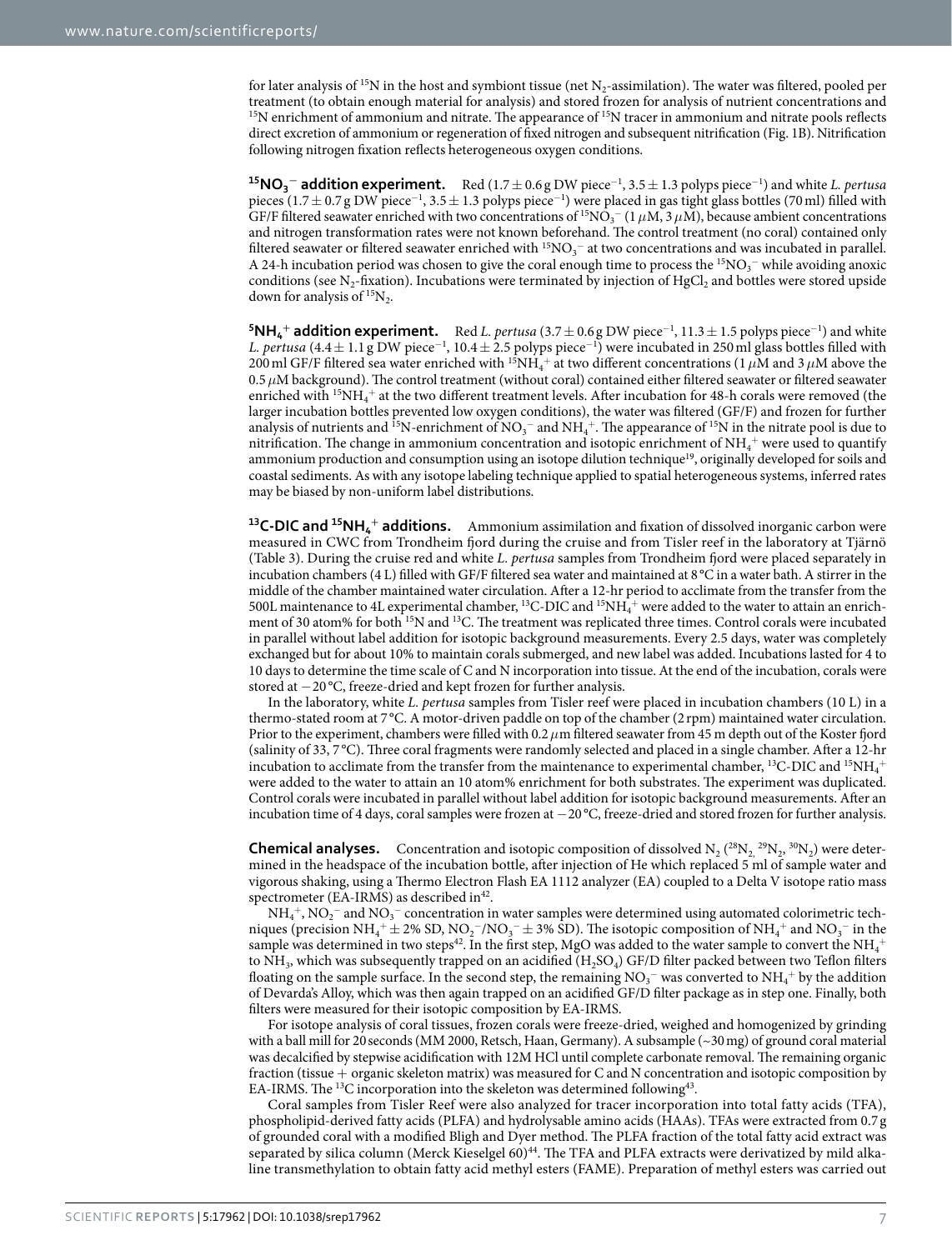for later analysis of $^{15}N$ in the host and symbiont tissue (net $N_2$-assimilation). The water was filtered, pooled per treatment (to obtain enough material for analysis) and stored frozen for analysis of nutrient concentrations and $^{15}N$ enrichment of ammonium and nitrate. The appearance of $^{15}N$ tracer in ammonium and nitrate pools reflects direct excretion of ammonium or regeneration of fixed nitrogen and subsequent nitrification (Fig. 1B). Nitrification following nitrogen fixation reflects heterogeneous oxygen conditions.

**$^{15}NO_3^-$ addition experiment.** Red ($1.7 \pm 0.6$ g DW piece$^{-1}$, $3.5 \pm 1.3$ polyps piece$^{-1}$) and white *L. pertusa* pieces ($1.7 \pm 0.7$ g DW piece$^{-1}$, $3.5 \pm 1.3$ polyps piece$^{-1}$) were placed in gas tight glass bottles (70 ml) filled with GF/F filtered seawater enriched with two concentrations of $^{15}NO_3^-$ ($1\,\mu M$, $3\,\mu M$), because ambient concentrations and nitrogen transformation rates were not known beforehand. The control treatment (no coral) contained only filtered seawater or filtered seawater enriched with $^{15}NO_3^-$ at two concentrations and was incubated in parallel. A 24-h incubation period was chosen to give the coral enough time to process the $^{15}NO_3^-$ while avoiding anoxic conditions (see $N_2$-fixation). Incubations were terminated by injection of $HgCl_2$ and bottles were stored upside down for analysis of $^{15}N_2$.

**$^{5}NH_4^+$ addition experiment.** Red *L. pertusa* ($3.7 \pm 0.6$ g DW piece$^{-1}$, $11.3 \pm 1.5$ polyps piece$^{-1}$) and white *L. pertusa* ($4.4 \pm 1.1$ g DW piece$^{-1}$, $10.4 \pm 2.5$ polyps piece$^{-1}$) were incubated in 250 ml glass bottles filled with 200 ml GF/F filtered sea water enriched with $^{15}NH_4^+$ at two different concentrations ($1\,\mu M$ and $3\,\mu M$ above the $0.5\,\mu M$ background). The control treatment (without coral) contained either filtered seawater or filtered seawater enriched with $^{15}NH_4^+$ at the two different treatment levels. After incubation for 48-h corals were removed (the larger incubation bottles prevented low oxygen conditions), the water was filtered (GF/F) and frozen for further analysis of nutrients and $^{15}N$-enrichment of $NO_3^-$ and $NH_4^+$. The appearance of $^{15}N$ in the nitrate pool is due to nitrification. The change in ammonium concentration and isotopic enrichment of $NH_4^+$ were used to quantify ammonium production and consumption using an isotope dilution technique[19], originally developed for soils and coastal sediments. As with any isotope labeling technique applied to spatial heterogeneous systems, inferred rates may be biased by non-uniform label distributions.

**$^{13}C$-DIC and $^{15}NH_4^+$ additions.** Ammonium assimilation and fixation of dissolved inorganic carbon were measured in CWC from Trondheim fjord during the cruise and from Tisler reef in the laboratory at Tjärnö (Table 3). During the cruise red and white *L. pertusa* samples from Trondheim fjord were placed separately in incubation chambers (4 L) filled with GF/F filtered sea water and maintained at 8 °C in a water bath. A stirrer in the middle of the chamber maintained water circulation. After a 12-hr period to acclimate from the transfer from the 500L maintenance to 4L experimental chamber, $^{13}C$-DIC and $^{15}NH_4^+$ were added to the water to attain an enrichment of 30 atom% for both $^{15}N$ and $^{13}C$. The treatment was replicated three times. Control corals were incubated in parallel without label addition for isotopic background measurements. Every 2.5 days, water was completely exchanged but for about 10% to maintain corals submerged, and new label was added. Incubations lasted for 4 to 10 days to determine the time scale of C and N incorporation into tissue. At the end of the incubation, corals were stored at −20 °C, freeze-dried and kept frozen for further analysis.

In the laboratory, white *L. pertusa* samples from Tisler reef were placed in incubation chambers (10 L) in a thermo-stated room at 7 °C. A motor-driven paddle on top of the chamber (2 rpm) maintained water circulation. Prior to the experiment, chambers were filled with $0.2\,\mu m$ filtered seawater from 45 m depth out of the Koster fjord (salinity of 33, 7 °C). Three coral fragments were randomly selected and placed in a single chamber. After a 12-hr incubation to acclimate from the transfer from the maintenance to experimental chamber, $^{13}C$-DIC and $^{15}NH_4^+$ were added to the water to attain an 10 atom% enrichment for both substrates. The experiment was duplicated. Control corals were incubated in parallel without label addition for isotopic background measurements. After an incubation time of 4 days, coral samples were frozen at −20 °C, freeze-dried and stored frozen for further analysis.

**Chemical analyses.** Concentration and isotopic composition of dissolved $N_2$ ($^{28}N_2$, $^{29}N_2$, $^{30}N_2$) were determined in the headspace of the incubation bottle, after injection of He which replaced 5 ml of sample water and vigorous shaking, using a Thermo Electron Flash EA 1112 analyzer (EA) coupled to a Delta V isotope ratio mass spectrometer (EA-IRMS) as described in[42].

$NH_4^+$, $NO_2^-$ and $NO_3^-$ concentration in water samples were determined using automated colorimetric techniques (precision $NH_4^+ \pm 2\%$ SD, $NO_2^-/NO_3^- \pm 3\%$ SD). The isotopic composition of $NH_4^+$ and $NO_3^-$ in the sample was determined in two steps[42]. In the first step, MgO was added to the water sample to convert the $NH_4^+$ to $NH_3$, which was subsequently trapped on an acidified ($H_2SO_4$) GF/D filter packed between two Teflon filters floating on the sample surface. In the second step, the remaining $NO_3^-$ was converted to $NH_4^+$ by the addition of Devarda's Alloy, which was then again trapped on an acidified GF/D filter package as in step one. Finally, both filters were measured for their isotopic composition by EA-IRMS.

For isotope analysis of coral tissues, frozen corals were freeze-dried, weighed and homogenized by grinding with a ball mill for 20 seconds (MM 2000, Retsch, Haan, Germany). A subsample (~30 mg) of ground coral material was decalcified by stepwise acidification with 12M HCl until complete carbonate removal. The remaining organic fraction (tissue + organic skeleton matrix) was measured for C and N concentration and isotopic composition by EA-IRMS. The $^{13}C$ incorporation into the skeleton was determined following[43].

Coral samples from Tisler Reef were also analyzed for tracer incorporation into total fatty acids (TFA), phospholipid-derived fatty acids (PLFA) and hydrolysable amino acids (HAAs). TFAs were extracted from 0.7 g of grounded coral with a modified Bligh and Dyer method. The PLFA fraction of the total fatty acid extract was separated by silica column (Merck Kieselgel 60)[44]. The TFA and PLFA extracts were derivatized by mild alkaline transmethylation to obtain fatty acid methyl esters (FAME). Preparation of methyl esters was carried out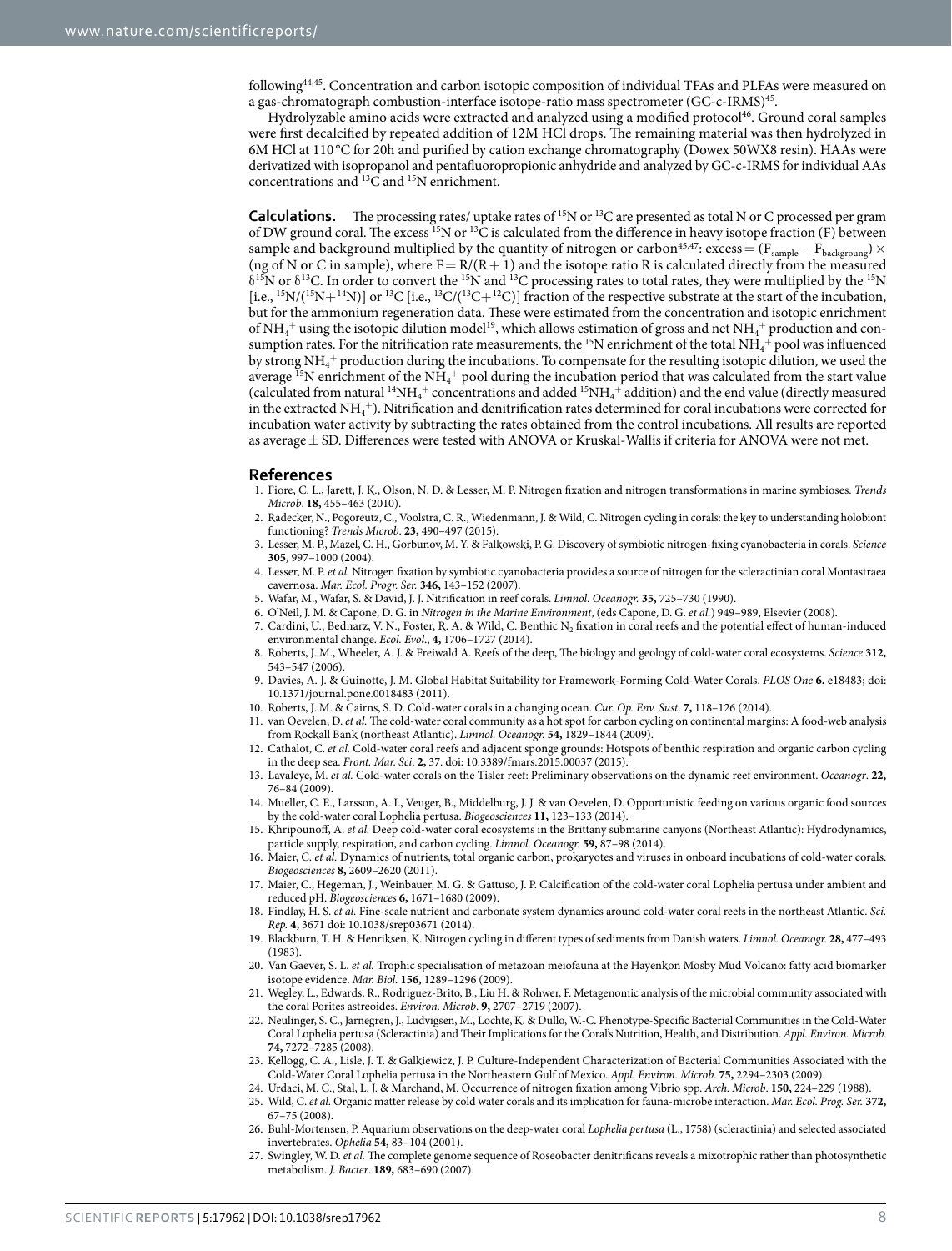following[44,45]. Concentration and carbon isotopic composition of individual TFAs and PLFAs were measured on a gas-chromatograph combustion-interface isotope-ratio mass spectrometer (GC-c-IRMS)[45].

Hydrolyzable amino acids were extracted and analyzed using a modified protocol[46]. Ground coral samples were first decalcified by repeated addition of 12M HCl drops. The remaining material was then hydrolyzed in 6M HCl at 110 °C for 20h and purified by cation exchange chromatography (Dowex 50WX8 resin). HAAs were derivatized with isopropanol and pentafluoropropionic anhydride and analyzed by GC-c-IRMS for individual AAs concentrations and $^{13}C$ and $^{15}N$ enrichment.

**Calculations.** The processing rates/ uptake rates of $^{15}N$ or $^{13}C$ are presented as total N or C processed per gram of DW ground coral. The excess $^{15}N$ or $^{13}C$ is calculated from the difference in heavy isotope fraction (F) between sample and background multiplied by the quantity of nitrogen or carbon[45,47]: excess $= (F_{sample} - F_{backgroung}) \times$ (ng of N or C in sample), where $F = R/(R+1)$ and the isotope ratio R is calculated directly from the measured $\delta^{15}N$ or $\delta^{13}C$. In order to convert the $^{15}N$ and $^{13}C$ processing rates to total rates, they were multiplied by the $^{15}N$ [i.e., $^{15}N/(^{15}N+^{14}N)$] or $^{13}C$ [i.e., $^{13}C/(^{13}C+^{12}C)$] fraction of the respective substrate at the start of the incubation, but for the ammonium regeneration data. These were estimated from the concentration and isotopic enrichment of $NH_4^+$ using the isotopic dilution model[19], which allows estimation of gross and net $NH_4^+$ production and consumption rates. For the nitrification rate measurements, the $^{15}N$ enrichment of the total $NH_4^+$ pool was influenced by strong $NH_4^+$ production during the incubations. To compensate for the resulting isotopic dilution, we used the average $^{15}N$ enrichment of the $NH_4^+$ pool during the incubation period that was calculated from the start value (calculated from natural $^{14}NH_4^+$ concentrations and added $^{15}NH_4^+$ addition) and the end value (directly measured in the extracted $NH_4^+$). Nitrification and denitrification rates determined for coral incubations were corrected for incubation water activity by subtracting the rates obtained from the control incubations. All results are reported as average ± SD. Differences were tested with ANOVA or Kruskal-Wallis if criteria for ANOVA were not met.

## References

1. Fiore, C. L., Jarett, J. K., Olson, N. D. & Lesser, M. P. Nitrogen fixation and nitrogen transformations in marine symbioses. *Trends Microb*. **18,** 455–463 (2010).
2. Radecker, N., Pogoreutz, C., Voolstra, C. R., Wiedenmann, J. & Wild, C. Nitrogen cycling in corals: the key to understanding holobiont functioning? *Trends Microb*. **23,** 490–497 (2015).
3. Lesser, M. P., Mazel, C. H., Gorbunov, M. Y. & Falkowski, P. G. Discovery of symbiotic nitrogen-fixing cyanobacteria in corals. *Science* **305,** 997–1000 (2004).
4. Lesser, M. P. *et al.* Nitrogen fixation by symbiotic cyanobacteria provides a source of nitrogen for the scleractinian coral Montastraea cavernosa. *Mar. Ecol. Progr. Ser.* **346,** 143–152 (2007).
5. Wafar, M., Wafar, S. & David, J. J. Nitrification in reef corals. *Limnol. Oceanogr.* **35,** 725–730 (1990).
6. O'Neil, J. M. & Capone, D. G. in *Nitrogen in the Marine Environment*, (eds Capone, D. G. *et al.*) 949–989, Elsevier (2008).
7. Cardini, U., Bednarz, V. N., Foster, R. A. & Wild, C. Benthic $N_2$ fixation in coral reefs and the potential effect of human-induced environmental change. *Ecol. Evol.*, **4,** 1706–1727 (2014).
8. Roberts, J. M., Wheeler, A. J. & Freiwald A. Reefs of the deep, The biology and geology of cold-water coral ecosystems. *Science* **312,** 543–547 (2006).
9. Davies, A. J. & Guinotte, J. M. Global Habitat Suitability for Framework-Forming Cold-Water Corals. *PLOS One* **6.** e18483; doi: 10.1371/journal.pone.0018483 (2011).
10. Roberts, J. M. & Cairns, S. D. Cold-water corals in a changing ocean. *Cur. Op. Env. Sust*. **7,** 118–126 (2014).
11. van Oevelen, D. *et al.* The cold-water coral community as a hot spot for carbon cycling on continental margins: A food-web analysis from Rockall Bank (northeast Atlantic). *Limnol. Oceanogr.* **54,** 1829–1844 (2009).
12. Cathalot, C. *et al.* Cold-water coral reefs and adjacent sponge grounds: Hotspots of benthic respiration and organic carbon cycling in the deep sea. *Front. Mar. Sci*. **2,** 37. doi: 10.3389/fmars.2015.00037 (2015).
13. Lavaleye, M. *et al.* Cold-water corals on the Tisler reef: Preliminary observations on the dynamic reef environment. *Oceanogr*. **22,** 76–84 (2009).
14. Mueller, C. E., Larsson, A. I., Veuger, B., Middelburg, J. J. & van Oevelen, D. Opportunistic feeding on various organic food sources by the cold-water coral Lophelia pertusa. *Biogeosciences* **11,** 123–133 (2014).
15. Khripounoff, A. *et al.* Deep cold-water coral ecosystems in the Brittany submarine canyons (Northeast Atlantic): Hydrodynamics, particle supply, respiration, and carbon cycling. *Limnol. Oceanogr.* **59,** 87–98 (2014).
16. Maier, C. *et al.* Dynamics of nutrients, total organic carbon, prokaryotes and viruses in onboard incubations of cold-water corals. *Biogeosciences* **8,** 2609–2620 (2011).
17. Maier, C., Hegeman, J., Weinbauer, M. G. & Gattuso, J. P. Calcification of the cold-water coral Lophelia pertusa under ambient and reduced pH. *Biogeosciences* **6,** 1671–1680 (2009).
18. Findlay, H. S. *et al.* Fine-scale nutrient and carbonate system dynamics around cold-water coral reefs in the northeast Atlantic. *Sci. Rep.* **4,** 3671 doi: 10.1038/srep03671 (2014).
19. Blackburn, T. H. & Henriksen, K. Nitrogen cycling in different types of sediments from Danish waters. *Limnol. Oceanogr.* **28,** 477–493 (1983).
20. Van Gaever, S. L. *et al.* Trophic specialisation of metazoan meiofauna at the Hayenkon Mosby Mud Volcano: fatty acid biomarker isotope evidence. *Mar. Biol.* **156,** 1289–1296 (2009).
21. Wegley, L., Edwards, R., Rodriguez-Brito, B., Liu H. & Rohwer, F. Metagenomic analysis of the microbial community associated with the coral Porites astreoides. *Environ. Microb*. **9,** 2707–2719 (2007).
22. Neulinger, S. C., Jarnegren, J., Ludvigsen, M., Lochte, K. & Dullo, W.-C. Phenotype-Specific Bacterial Communities in the Cold-Water Coral Lophelia pertusa (Scleractinia) and Their Implications for the Coral's Nutrition, Health, and Distribution. *Appl. Environ. Microb.* **74,** 7272–7285 (2008).
23. Kellogg, C. A., Lisle, J. T. & Galkiewicz, J. P. Culture-Independent Characterization of Bacterial Communities Associated with the Cold-Water Coral Lophelia pertusa in the Northeastern Gulf of Mexico. *Appl. Environ. Microb*. **75,** 2294–2303 (2009).
24. Urdaci, M. C., Stal, L. J. & Marchand, M. Occurrence of nitrogen fixation among Vibrio spp. *Arch. Microb*. **150,** 224–229 (1988).
25. Wild, C. *et al.* Organic matter release by cold water corals and its implication for fauna-microbe interaction. *Mar. Ecol. Prog. Ser.* **372,** 67–75 (2008).
26. Buhl-Mortensen, P. Aquarium observations on the deep-water coral *Lophelia pertusa* (L., 1758) (scleractinia) and selected associated invertebrates. *Ophelia* **54,** 83–104 (2001).
27. Swingley, W. D. *et al.* The complete genome sequence of Roseobacter denitrificans reveals a mixotrophic rather than photosynthetic metabolism. *J. Bacter*. **189,** 683–690 (2007).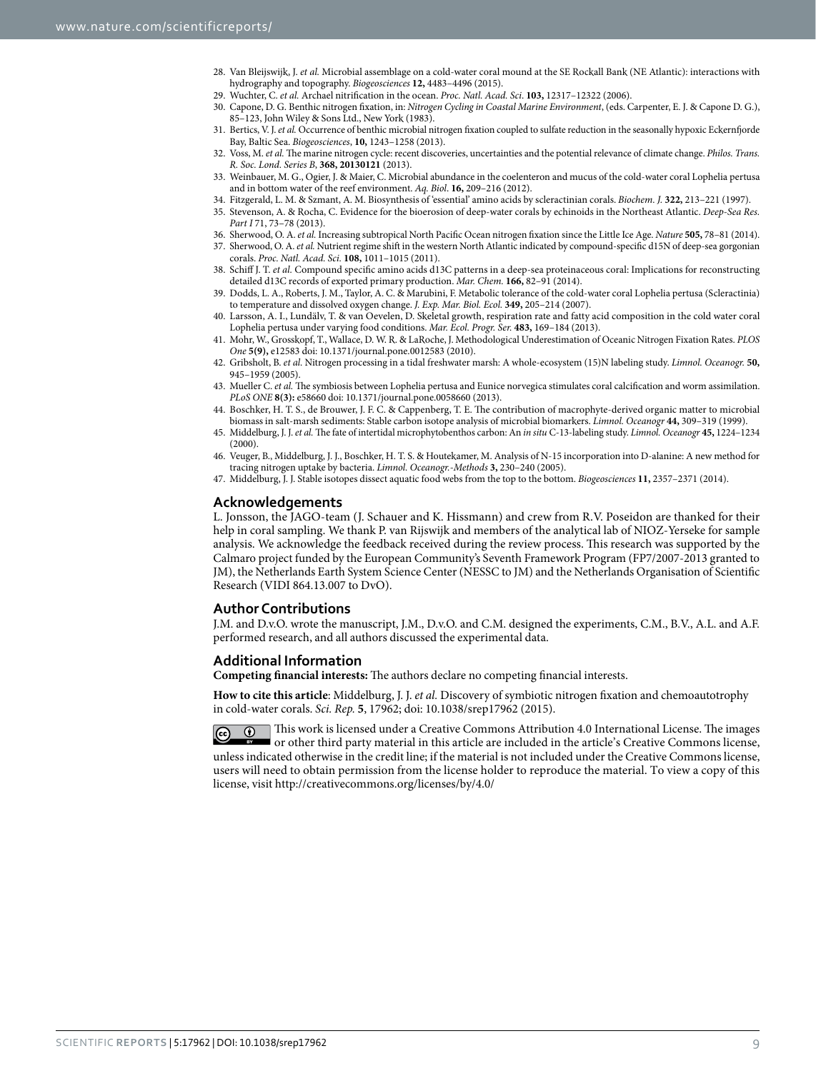28. Van Bleijswijk, J. *et al.* Microbial assemblage on a cold-water coral mound at the SE Rockall Bank (NE Atlantic): interactions with hydrography and topography. *Biogeosciences* **12,** 4483–4496 (2015).
29. Wuchter, C. *et al.* Archael nitrification in the ocean. *Proc. Natl. Acad. Sci*. **103,** 12317–12322 (2006).
30. Capone, D. G. Benthic nitrogen fixation, in: *Nitrogen Cycling in Coastal Marine Environment*, (eds. Carpenter, E. J. & Capone D. G.), 85–123, John Wiley & Sons Ltd., New York (1983).
31. Bertics, V. J. *et al.* Occurrence of benthic microbial nitrogen fixation coupled to sulfate reduction in the seasonally hypoxic Eckernfjorde Bay, Baltic Sea. *Biogeosciences*, **10,** 1243–1258 (2013).
32. Voss, M. *et al.* The marine nitrogen cycle: recent discoveries, uncertainties and the potential relevance of climate change. *Philos. Trans. R. Soc. Lond. Series B*, **368, 20130121** (2013).
33. Weinbauer, M. G., Ogier, J. & Maier, C. Microbial abundance in the coelenteron and mucus of the cold-water coral Lophelia pertusa and in bottom water of the reef environment. *Aq. Biol*. **16,** 209–216 (2012).
34. Fitzgerald, L. M. & Szmant, A. M. Biosynthesis of 'essential' amino acids by scleractinian corals. *Biochem. J.* **322,** 213–221 (1997).
35. Stevenson, A. & Rocha, C. Evidence for the bioerosion of deep-water corals by echinoids in the Northeast Atlantic. *Deep-Sea Res. Part I* 71, 73–78 (2013).
36. Sherwood, O. A. *et al.* Increasing subtropical North Pacific Ocean nitrogen fixation since the Little Ice Age. *Nature* **505,** 78–81 (2014).
37. Sherwood, O. A. *et al.* Nutrient regime shift in the western North Atlantic indicated by compound-specific d15N of deep-sea gorgonian corals. *Proc. Natl. Acad. Sci.* **108,** 1011–1015 (2011).
38. Schiff J. T. *et al.* Compound specific amino acids d13C patterns in a deep-sea proteinaceous coral: Implications for reconstructing detailed d13C records of exported primary production. *Mar. Chem.* **166,** 82–91 (2014).
39. Dodds, L. A., Roberts, J. M., Taylor, A. C. & Marubini, F. Metabolic tolerance of the cold-water coral Lophelia pertusa (Scleractinia) to temperature and dissolved oxygen change. *J. Exp. Mar. Biol. Ecol.* **349,** 205–214 (2007).
40. Larsson, A. I., Lundälv, T. & van Oevelen, D. Skeletal growth, respiration rate and fatty acid composition in the cold water coral Lophelia pertusa under varying food conditions. *Mar. Ecol. Progr. Ser.* **483,** 169–184 (2013).
41. Mohr, W., Grosskopf, T., Wallace, D. W. R. & LaRoche, J. Methodological Underestimation of Oceanic Nitrogen Fixation Rates. *PLOS One* **5(9),** e12583 doi: 10.1371/journal.pone.0012583 (2010).
42. Gribsholt, B. *et al.* Nitrogen processing in a tidal freshwater marsh: A whole-ecosystem (15)N labeling study. *Limnol. Oceanogr.* **50,** 945–1959 (2005).
43. Mueller C. *et al.* The symbiosis between Lophelia pertusa and Eunice norvegica stimulates coral calcification and worm assimilation. *PLoS ONE* **8(3):** e58660 doi: 10.1371/journal.pone.0058660 (2013).
44. Boschker, H. T. S., de Brouwer, J. F. C. & Cappenberg, T. E. The contribution of macrophyte-derived organic matter to microbial biomass in salt-marsh sediments: Stable carbon isotope analysis of microbial biomarkers. *Limnol. Oceanogr* **44,** 309–319 (1999).
45. Middelburg, J. J. *et al.* The fate of intertidal microphytobenthos carbon: An *in situ* C-13-labeling study. *Limnol. Oceanogr* **45,** 1224–1234 (2000).
46. Veuger, B., Middelburg, J. J., Boschker, H. T. S. & Houtekamer, M. Analysis of N-15 incorporation into D-alanine: A new method for tracing nitrogen uptake by bacteria. *Limnol. Oceanogr.-Methods* **3,** 230–240 (2005).
47. Middelburg, J. J. Stable isotopes dissect aquatic food webs from the top to the bottom. *Biogeosciences* **11,** 2357–2371 (2014).

## Acknowledgements

L. Jonsson, the JAGO-team (J. Schauer and K. Hissmann) and crew from R.V. Poseidon are thanked for their help in coral sampling. We thank P. van Rijswijk and members of the analytical lab of NIOZ-Yerseke for sample analysis. We acknowledge the feedback received during the review process. This research was supported by the Calmaro project funded by the European Community's Seventh Framework Program (FP7/2007-2013 granted to JM), the Netherlands Earth System Science Center (NESSC to JM) and the Netherlands Organisation of Scientific Research (VIDI 864.13.007 to DvO).

## Author Contributions

J.M. and D.v.O. wrote the manuscript, J.M., D.v.O. and C.M. designed the experiments, C.M., B.V., A.L. and A.F. performed research, and all authors discussed the experimental data.

## Additional Information

**Competing financial interests:** The authors declare no competing financial interests.

**How to cite this article**: Middelburg, J. J. *et al.* Discovery of symbiotic nitrogen fixation and chemoautotrophy in cold-water corals. *Sci. Rep.* **5**, 17962; doi: 10.1038/srep17962 (2015).

This work is licensed under a Creative Commons Attribution 4.0 International License. The images or other third party material in this article are included in the article's Creative Commons license, unless indicated otherwise in the credit line; if the material is not included under the Creative Commons license, users will need to obtain permission from the license holder to reproduce the material. To view a copy of this license, visit http://creativecommons.org/licenses/by/4.0/